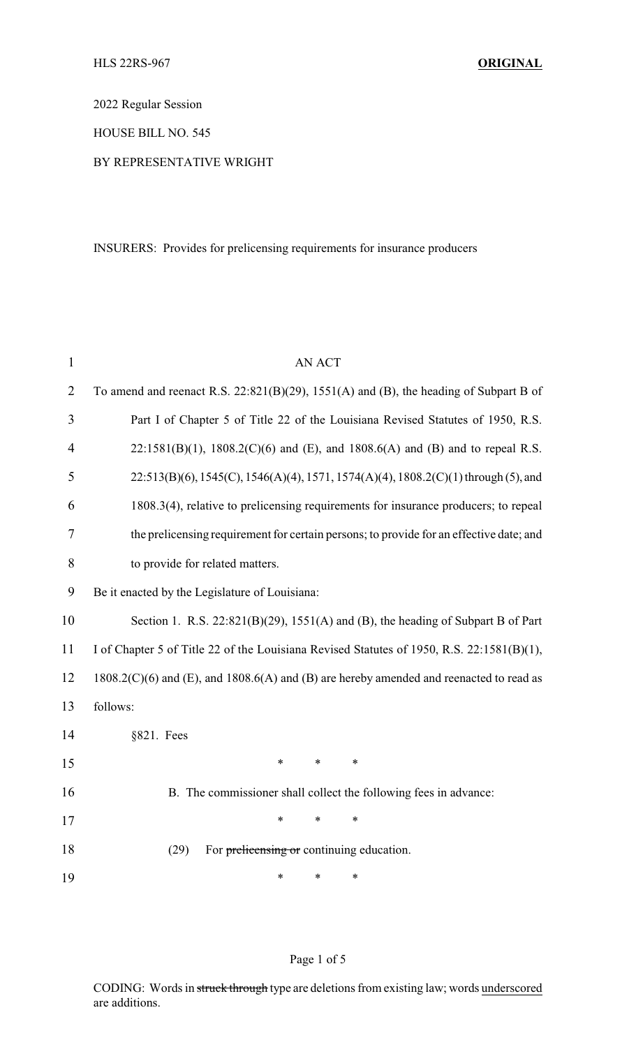HLS 22RS-967 **ORIGINAL**

2022 Regular Session

HOUSE BILL NO. 545

BY REPRESENTATIVE WRIGHT

INSURERS: Provides for prelicensing requirements for insurance producers

AN ACT

To amend and reenact R.S. 22:821(B)(29), 1551(A) and (B), the heading of Subpart B of Part I of Chapter 5 of Title 22 of the Louisiana Revised Statutes of 1950, R.S. 22:1581(B)(1), 1808.2(C)(6) and (E), and 1808.6(A) and (B) and to repeal R.S. 22:513(B)(6), 1545(C), 1546(A)(4), 1571, 1574(A)(4), 1808.2(C)(1) through (5), and 1808.3(4), relative to prelicensing requirements for insurance producers; to repeal the prelicensing requirement for certain persons; to provide for an effective date; and to provide for related matters.

Be it enacted by the Legislature of Louisiana:

Section 1. R.S. 22:821(B)(29), 1551(A) and (B), the heading of Subpart B of Part I of Chapter 5 of Title 22 of the Louisiana Revised Statutes of 1950, R.S. 22:1581(B)(1), 1808.2(C)(6) and (E), and 1808.6(A) and (B) are hereby amended and reenacted to read as follows:

§821. Fees

\* \* \*

B. The commissioner shall collect the following fees in advance:

\* \* \*

(29) For ~~prelicensing or~~ continuing education.

\* \* \*

CODING: Words in ~~struck through~~ type are deletions from existing law; words underscored are additions.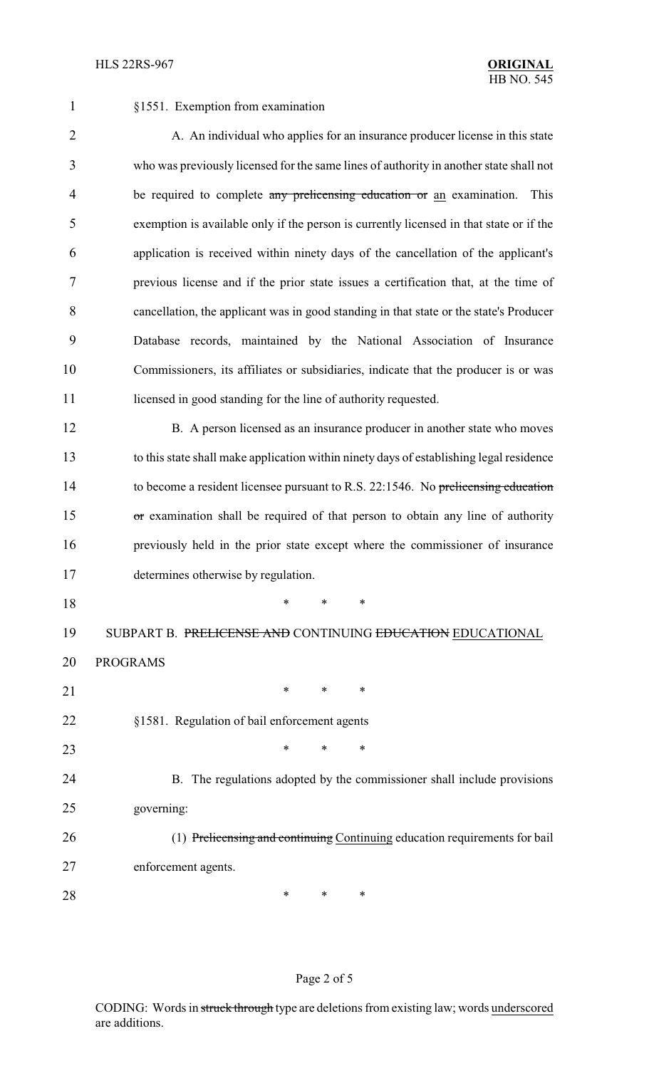§1551. Exemption from examination

A. An individual who applies for an insurance producer license in this state who was previously licensed for the same lines of authority in another state shall not be required to complete ~~any prelicensing education or~~ an examination. This exemption is available only if the person is currently licensed in that state or if the application is received within ninety days of the cancellation of the applicant's previous license and if the prior state issues a certification that, at the time of cancellation, the applicant was in good standing in that state or the state's Producer Database records, maintained by the National Association of Insurance Commissioners, its affiliates or subsidiaries, indicate that the producer is or was licensed in good standing for the line of authority requested.

B. A person licensed as an insurance producer in another state who moves to this state shall make application within ninety days of establishing legal residence to become a resident licensee pursuant to R.S. 22:1546. No ~~prelicensing education or~~ examination shall be required of that person to obtain any line of authority previously held in the prior state except where the commissioner of insurance determines otherwise by regulation.

\* \* \*

SUBPART B. ~~PRELICENSE AND~~ CONTINUING ~~EDUCATION~~ EDUCATIONAL PROGRAMS

\* \* \*

§1581. Regulation of bail enforcement agents

\* \* \*

B. The regulations adopted by the commissioner shall include provisions governing:

(1) ~~Prelicensing and continuing~~ Continuing education requirements for bail enforcement agents.

\* \* \*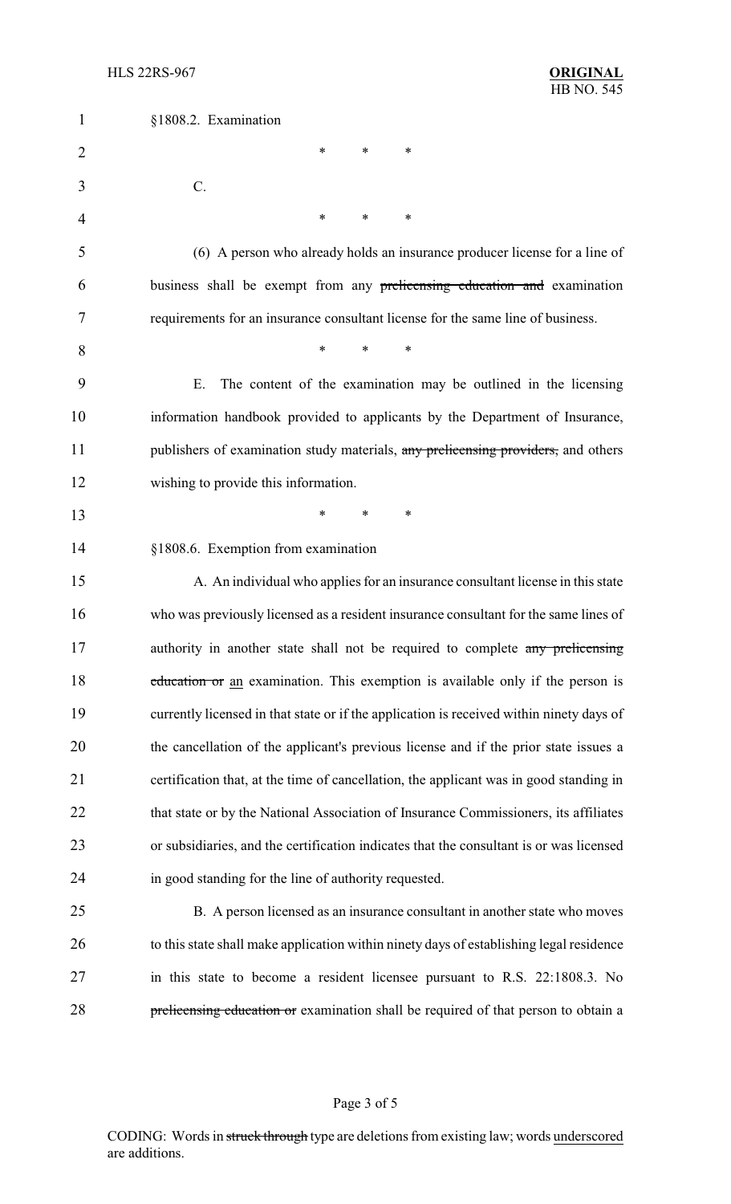§1808.2. Examination

\* \* \*

C.

\* \* \*

(6) A person who already holds an insurance producer license for a line of business shall be exempt from any ~~prelicensing education and~~ examination requirements for an insurance consultant license for the same line of business.

\* \* \*

E. The content of the examination may be outlined in the licensing information handbook provided to applicants by the Department of Insurance, publishers of examination study materials, ~~any prelicensing providers,~~ and others wishing to provide this information.

\* \* \*

§1808.6. Exemption from examination

A. An individual who applies for an insurance consultant license in this state who was previously licensed as a resident insurance consultant for the same lines of authority in another state shall not be required to complete ~~any prelicensing education or~~ <u>an</u> examination. This exemption is available only if the person is currently licensed in that state or if the application is received within ninety days of the cancellation of the applicant's previous license and if the prior state issues a certification that, at the time of cancellation, the applicant was in good standing in that state or by the National Association of Insurance Commissioners, its affiliates or subsidiaries, and the certification indicates that the consultant is or was licensed in good standing for the line of authority requested.

B. A person licensed as an insurance consultant in another state who moves to this state shall make application within ninety days of establishing legal residence in this state to become a resident licensee pursuant to R.S. 22:1808.3. No ~~prelicensing education or~~ examination shall be required of that person to obtain a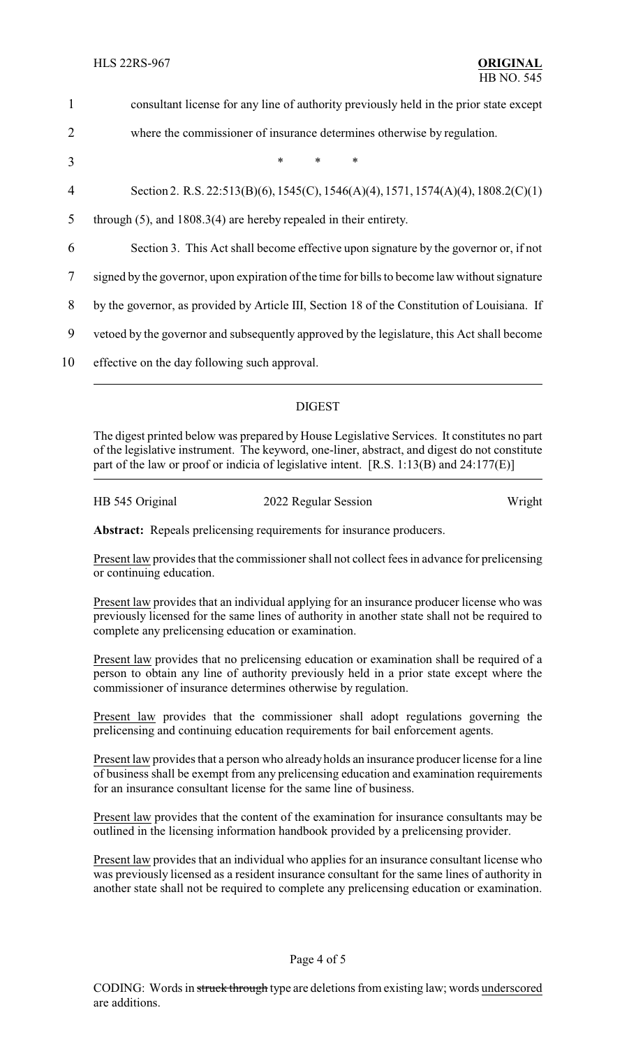consultant license for any line of authority previously held in the prior state except where the commissioner of insurance determines otherwise by regulation.

\* \* \*

Section 2. R.S. 22:513(B)(6), 1545(C), 1546(A)(4), 1571, 1574(A)(4), 1808.2(C)(1) through (5), and 1808.3(4) are hereby repealed in their entirety.

Section 3. This Act shall become effective upon signature by the governor or, if not signed by the governor, upon expiration of the time for bills to become law without signature by the governor, as provided by Article III, Section 18 of the Constitution of Louisiana. If vetoed by the governor and subsequently approved by the legislature, this Act shall become effective on the day following such approval.

## DIGEST

The digest printed below was prepared by House Legislative Services. It constitutes no part of the legislative instrument. The keyword, one-liner, abstract, and digest do not constitute part of the law or proof or indicia of legislative intent. [R.S. 1:13(B) and 24:177(E)]

HB 545 Original 2022 Regular Session Wright

**Abstract:** Repeals prelicensing requirements for insurance producers.

Present law provides that the commissioner shall not collect fees in advance for prelicensing or continuing education.

Present law provides that an individual applying for an insurance producer license who was previously licensed for the same lines of authority in another state shall not be required to complete any prelicensing education or examination.

Present law provides that no prelicensing education or examination shall be required of a person to obtain any line of authority previously held in a prior state except where the commissioner of insurance determines otherwise by regulation.

Present law provides that the commissioner shall adopt regulations governing the prelicensing and continuing education requirements for bail enforcement agents.

Present law provides that a person who already holds an insurance producer license for a line of business shall be exempt from any prelicensing education and examination requirements for an insurance consultant license for the same line of business.

Present law provides that the content of the examination for insurance consultants may be outlined in the licensing information handbook provided by a prelicensing provider.

Present law provides that an individual who applies for an insurance consultant license who was previously licensed as a resident insurance consultant for the same lines of authority in another state shall not be required to complete any prelicensing education or examination.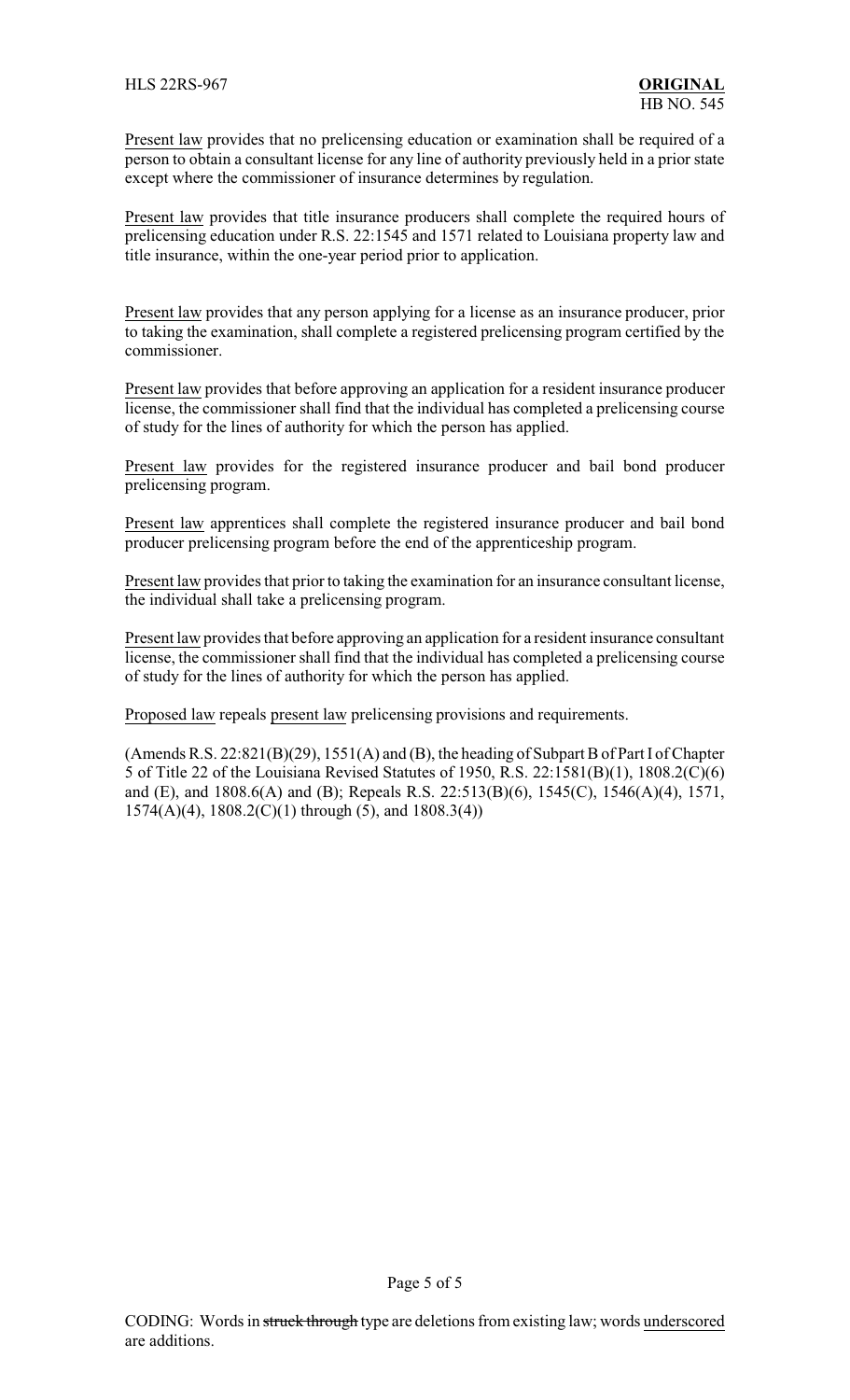Present law provides that no prelicensing education or examination shall be required of a person to obtain a consultant license for any line of authority previously held in a prior state except where the commissioner of insurance determines by regulation.

Present law provides that title insurance producers shall complete the required hours of prelicensing education under R.S. 22:1545 and 1571 related to Louisiana property law and title insurance, within the one-year period prior to application.

Present law provides that any person applying for a license as an insurance producer, prior to taking the examination, shall complete a registered prelicensing program certified by the commissioner.

Present law provides that before approving an application for a resident insurance producer license, the commissioner shall find that the individual has completed a prelicensing course of study for the lines of authority for which the person has applied.

Present law provides for the registered insurance producer and bail bond producer prelicensing program.

Present law apprentices shall complete the registered insurance producer and bail bond producer prelicensing program before the end of the apprenticeship program.

Present law provides that prior to taking the examination for an insurance consultant license, the individual shall take a prelicensing program.

Present law provides that before approving an application for a resident insurance consultant license, the commissioner shall find that the individual has completed a prelicensing course of study for the lines of authority for which the person has applied.

Proposed law repeals present law prelicensing provisions and requirements.

(Amends R.S. 22:821(B)(29), 1551(A) and (B), the heading of Subpart B of Part I of Chapter 5 of Title 22 of the Louisiana Revised Statutes of 1950, R.S. 22:1581(B)(1), 1808.2(C)(6) and (E), and 1808.6(A) and (B); Repeals R.S. 22:513(B)(6), 1545(C), 1546(A)(4), 1571, 1574(A)(4), 1808.2(C)(1) through (5), and 1808.3(4))